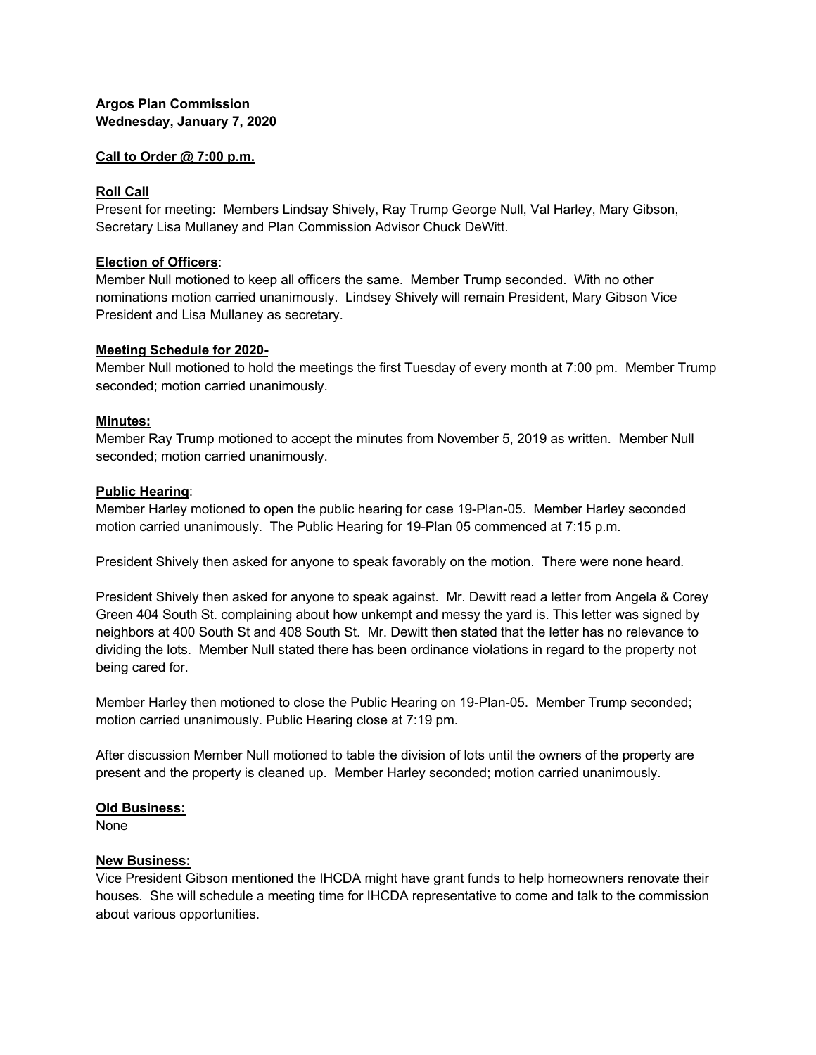**Argos Plan Commission**
**Wednesday, January 7, 2020**

**Call to Order @ 7:00 p.m.**

**Roll Call**
Present for meeting: Members Lindsay Shively, Ray Trump George Null, Val Harley, Mary Gibson, Secretary Lisa Mullaney and Plan Commission Advisor Chuck DeWitt.

**Election of Officers**:
Member Null motioned to keep all officers the same. Member Trump seconded. With no other nominations motion carried unanimously. Lindsey Shively will remain President, Mary Gibson Vice President and Lisa Mullaney as secretary.

**Meeting Schedule for 2020-**
Member Null motioned to hold the meetings the first Tuesday of every month at 7:00 pm. Member Trump seconded; motion carried unanimously.

**Minutes:**
Member Ray Trump motioned to accept the minutes from November 5, 2019 as written. Member Null seconded; motion carried unanimously.

**Public Hearing**:
Member Harley motioned to open the public hearing for case 19-Plan-05. Member Harley seconded motion carried unanimously. The Public Hearing for 19-Plan 05 commenced at 7:15 p.m.

President Shively then asked for anyone to speak favorably on the motion. There were none heard.

President Shively then asked for anyone to speak against. Mr. Dewitt read a letter from Angela & Corey Green 404 South St. complaining about how unkempt and messy the yard is. This letter was signed by neighbors at 400 South St and 408 South St. Mr. Dewitt then stated that the letter has no relevance to dividing the lots. Member Null stated there has been ordinance violations in regard to the property not being cared for.

Member Harley then motioned to close the Public Hearing on 19-Plan-05. Member Trump seconded; motion carried unanimously. Public Hearing close at 7:19 pm.

After discussion Member Null motioned to table the division of lots until the owners of the property are present and the property is cleaned up. Member Harley seconded; motion carried unanimously.

**Old Business:**
None

**New Business:**
Vice President Gibson mentioned the IHCDA might have grant funds to help homeowners renovate their houses. She will schedule a meeting time for IHCDA representative to come and talk to the commission about various opportunities.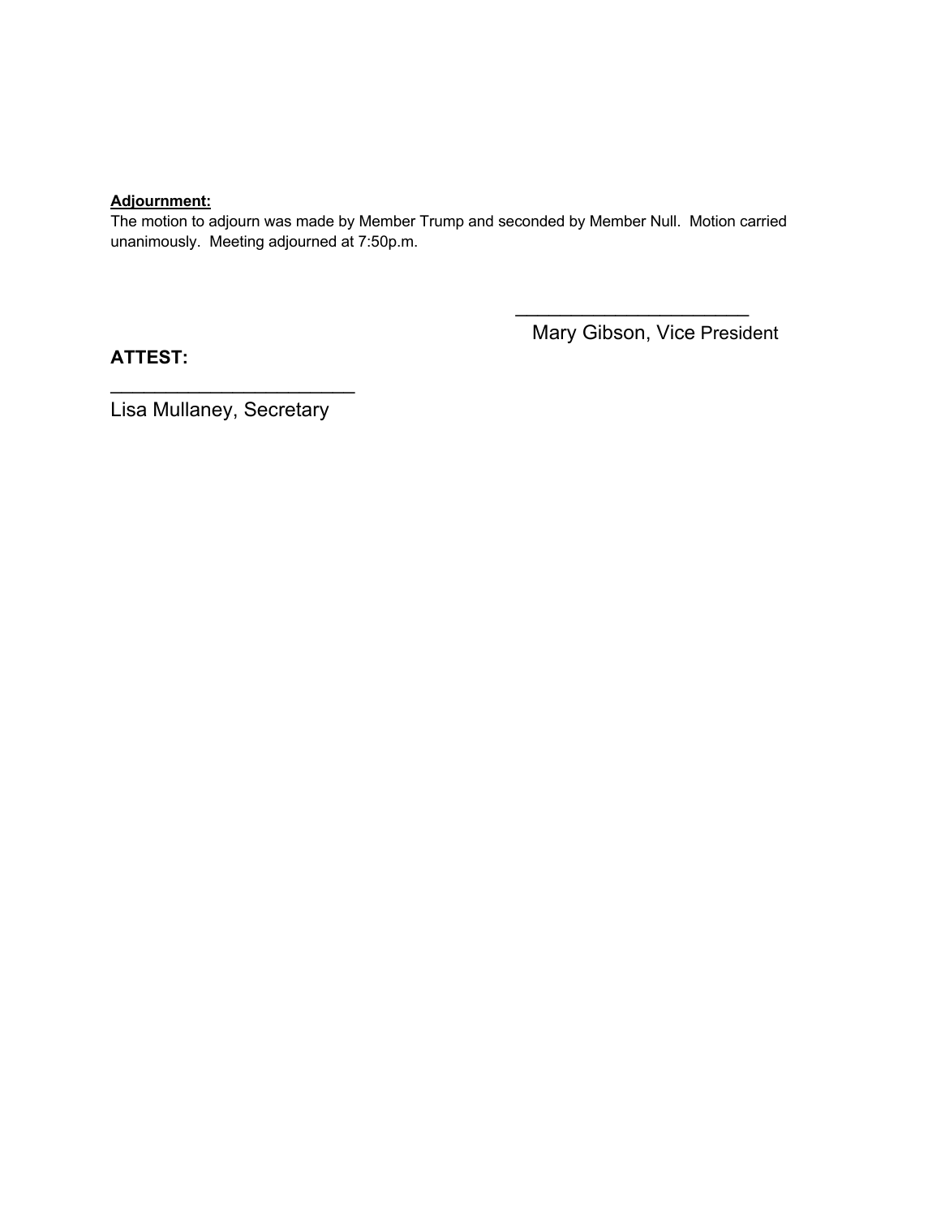**Adjournment:**
The motion to adjourn was made by Member Trump and seconded by Member Null. Motion carried unanimously. Meeting adjourned at 7:50p.m.

______________________
Mary Gibson, Vice President

**ATTEST:**

________________________
Lisa Mullaney, Secretary